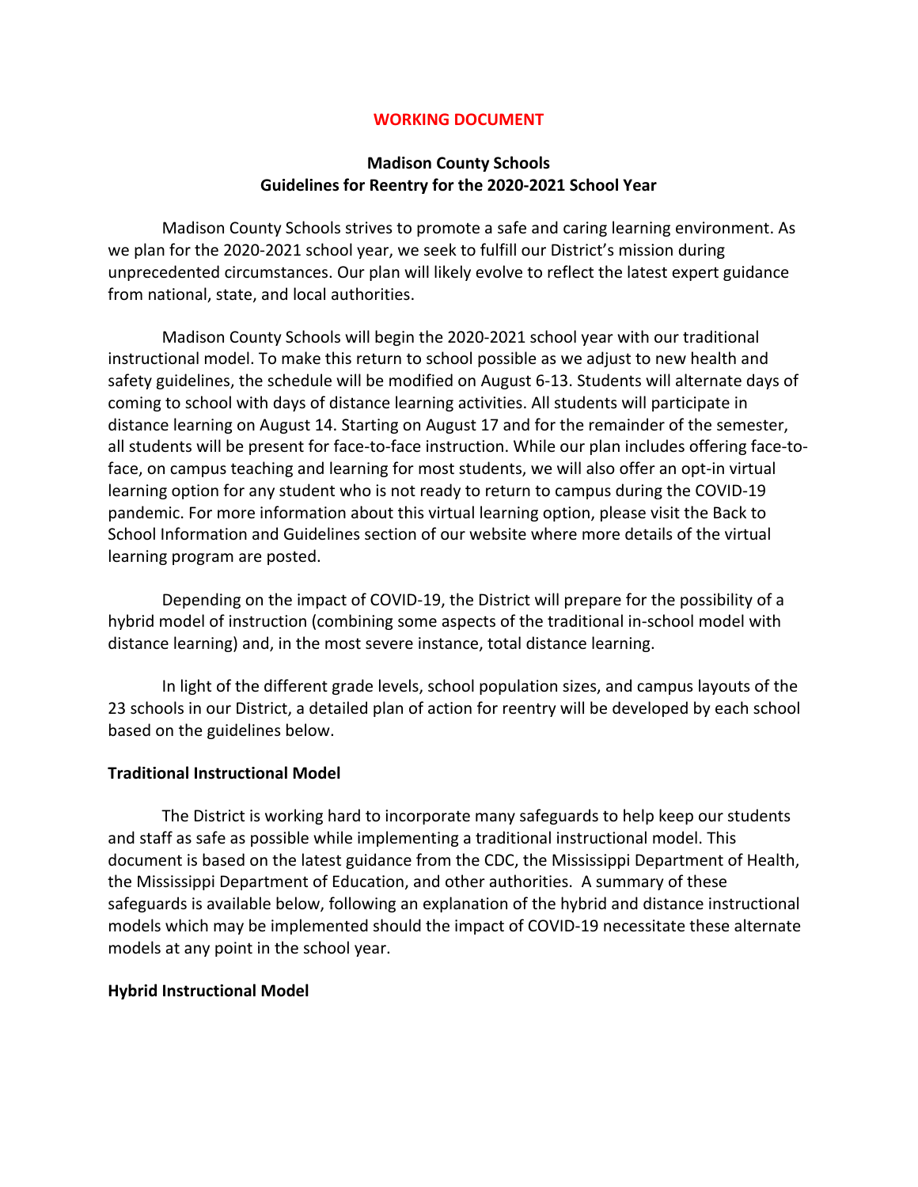**WORKING DOCUMENT**

# Madison County Schools
## Guidelines for Reentry for the 2020-2021 School Year

Madison County Schools strives to promote a safe and caring learning environment. As we plan for the 2020-2021 school year, we seek to fulfill our District's mission during unprecedented circumstances. Our plan will likely evolve to reflect the latest expert guidance from national, state, and local authorities.

Madison County Schools will begin the 2020-2021 school year with our traditional instructional model. To make this return to school possible as we adjust to new health and safety guidelines, the schedule will be modified on August 6-13. Students will alternate days of coming to school with days of distance learning activities. All students will participate in distance learning on August 14. Starting on August 17 and for the remainder of the semester, all students will be present for face-to-face instruction. While our plan includes offering face-to-face, on campus teaching and learning for most students, we will also offer an opt-in virtual learning option for any student who is not ready to return to campus during the COVID-19 pandemic. For more information about this virtual learning option, please visit the Back to School Information and Guidelines section of our website where more details of the virtual learning program are posted.

Depending on the impact of COVID-19, the District will prepare for the possibility of a hybrid model of instruction (combining some aspects of the traditional in-school model with distance learning) and, in the most severe instance, total distance learning.

In light of the different grade levels, school population sizes, and campus layouts of the 23 schools in our District, a detailed plan of action for reentry will be developed by each school based on the guidelines below.

### Traditional Instructional Model

The District is working hard to incorporate many safeguards to help keep our students and staff as safe as possible while implementing a traditional instructional model. This document is based on the latest guidance from the CDC, the Mississippi Department of Health, the Mississippi Department of Education, and other authorities. A summary of these safeguards is available below, following an explanation of the hybrid and distance instructional models which may be implemented should the impact of COVID-19 necessitate these alternate models at any point in the school year.

### Hybrid Instructional Model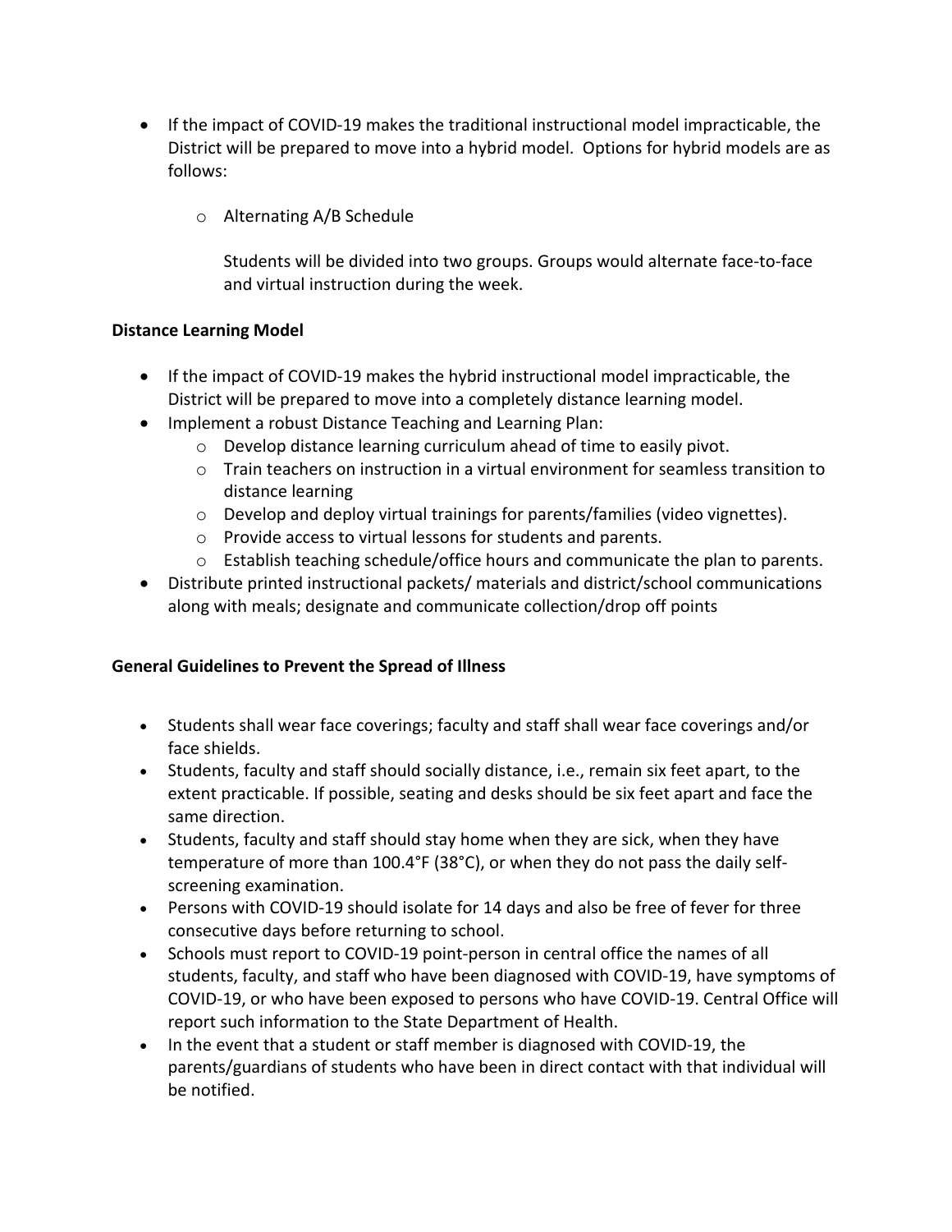- If the impact of COVID-19 makes the traditional instructional model impracticable, the District will be prepared to move into a hybrid model. Options for hybrid models are as follows:
  - Alternating A/B Schedule

    Students will be divided into two groups. Groups would alternate face-to-face and virtual instruction during the week.

**Distance Learning Model**

- If the impact of COVID-19 makes the hybrid instructional model impracticable, the District will be prepared to move into a completely distance learning model.
- Implement a robust Distance Teaching and Learning Plan:
  - Develop distance learning curriculum ahead of time to easily pivot.
  - Train teachers on instruction in a virtual environment for seamless transition to distance learning
  - Develop and deploy virtual trainings for parents/families (video vignettes).
  - Provide access to virtual lessons for students and parents.
  - Establish teaching schedule/office hours and communicate the plan to parents.
- Distribute printed instructional packets/ materials and district/school communications along with meals; designate and communicate collection/drop off points

**General Guidelines to Prevent the Spread of Illness**

- Students shall wear face coverings; faculty and staff shall wear face coverings and/or face shields.
- Students, faculty and staff should socially distance, i.e., remain six feet apart, to the extent practicable. If possible, seating and desks should be six feet apart and face the same direction.
- Students, faculty and staff should stay home when they are sick, when they have temperature of more than 100.4°F (38°C), or when they do not pass the daily self-screening examination.
- Persons with COVID-19 should isolate for 14 days and also be free of fever for three consecutive days before returning to school.
- Schools must report to COVID-19 point-person in central office the names of all students, faculty, and staff who have been diagnosed with COVID-19, have symptoms of COVID-19, or who have been exposed to persons who have COVID-19. Central Office will report such information to the State Department of Health.
- In the event that a student or staff member is diagnosed with COVID-19, the parents/guardians of students who have been in direct contact with that individual will be notified.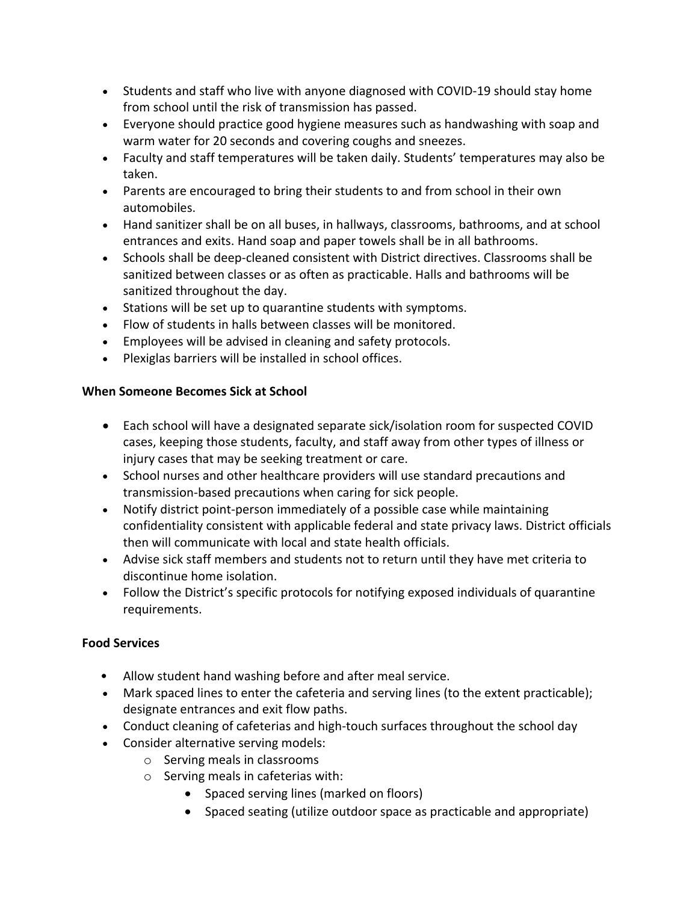- Students and staff who live with anyone diagnosed with COVID-19 should stay home from school until the risk of transmission has passed.
- Everyone should practice good hygiene measures such as handwashing with soap and warm water for 20 seconds and covering coughs and sneezes.
- Faculty and staff temperatures will be taken daily. Students' temperatures may also be taken.
- Parents are encouraged to bring their students to and from school in their own automobiles.
- Hand sanitizer shall be on all buses, in hallways, classrooms, bathrooms, and at school entrances and exits. Hand soap and paper towels shall be in all bathrooms.
- Schools shall be deep-cleaned consistent with District directives. Classrooms shall be sanitized between classes or as often as practicable. Halls and bathrooms will be sanitized throughout the day.
- Stations will be set up to quarantine students with symptoms.
- Flow of students in halls between classes will be monitored.
- Employees will be advised in cleaning and safety protocols.
- Plexiglas barriers will be installed in school offices.

**When Someone Becomes Sick at School**

- Each school will have a designated separate sick/isolation room for suspected COVID cases, keeping those students, faculty, and staff away from other types of illness or injury cases that may be seeking treatment or care.
- School nurses and other healthcare providers will use standard precautions and transmission-based precautions when caring for sick people.
- Notify district point-person immediately of a possible case while maintaining confidentiality consistent with applicable federal and state privacy laws. District officials then will communicate with local and state health officials.
- Advise sick staff members and students not to return until they have met criteria to discontinue home isolation.
- Follow the District's specific protocols for notifying exposed individuals of quarantine requirements.

**Food Services**

- Allow student hand washing before and after meal service.
- Mark spaced lines to enter the cafeteria and serving lines (to the extent practicable); designate entrances and exit flow paths.
- Conduct cleaning of cafeterias and high-touch surfaces throughout the school day
- Consider alternative serving models:
  - Serving meals in classrooms
  - Serving meals in cafeterias with:
    - Spaced serving lines (marked on floors)
    - Spaced seating (utilize outdoor space as practicable and appropriate)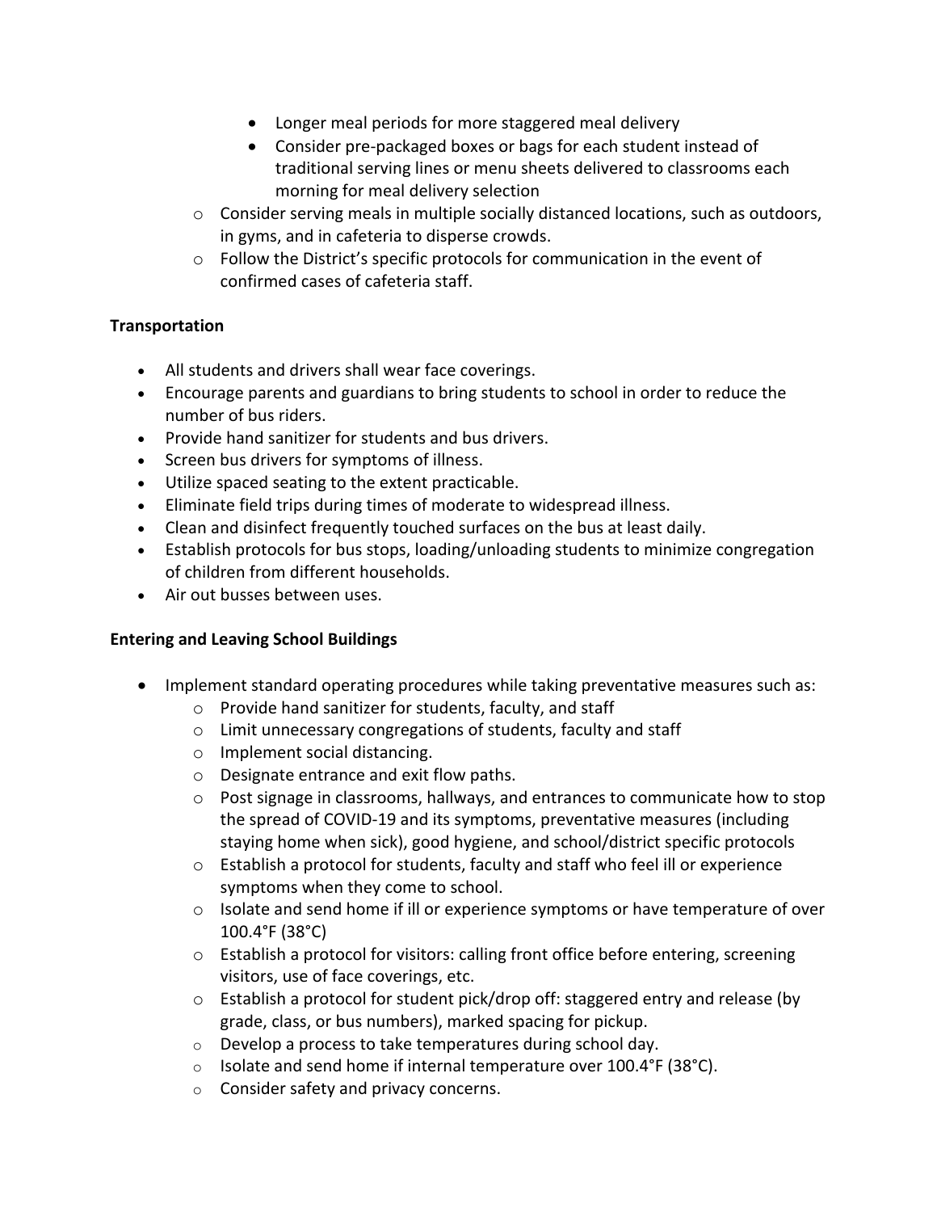- Longer meal periods for more staggered meal delivery
        - Consider pre-packaged boxes or bags for each student instead of traditional serving lines or menu sheets delivered to classrooms each morning for meal delivery selection
    - Consider serving meals in multiple socially distanced locations, such as outdoors, in gyms, and in cafeteria to disperse crowds.
    - Follow the District's specific protocols for communication in the event of confirmed cases of cafeteria staff.

**Transportation**

- All students and drivers shall wear face coverings.
- Encourage parents and guardians to bring students to school in order to reduce the number of bus riders.
- Provide hand sanitizer for students and bus drivers.
- Screen bus drivers for symptoms of illness.
- Utilize spaced seating to the extent practicable.
- Eliminate field trips during times of moderate to widespread illness.
- Clean and disinfect frequently touched surfaces on the bus at least daily.
- Establish protocols for bus stops, loading/unloading students to minimize congregation of children from different households.
- Air out busses between uses.

**Entering and Leaving School Buildings**

- Implement standard operating procedures while taking preventative measures such as:
    - Provide hand sanitizer for students, faculty, and staff
    - Limit unnecessary congregations of students, faculty and staff
    - Implement social distancing.
    - Designate entrance and exit flow paths.
    - Post signage in classrooms, hallways, and entrances to communicate how to stop the spread of COVID-19 and its symptoms, preventative measures (including staying home when sick), good hygiene, and school/district specific protocols
    - Establish a protocol for students, faculty and staff who feel ill or experience symptoms when they come to school.
    - Isolate and send home if ill or experience symptoms or have temperature of over 100.4°F (38°C)
    - Establish a protocol for visitors: calling front office before entering, screening visitors, use of face coverings, etc.
    - Establish a protocol for student pick/drop off: staggered entry and release (by grade, class, or bus numbers), marked spacing for pickup.
    - Develop a process to take temperatures during school day.
    - Isolate and send home if internal temperature over 100.4°F (38°C).
    - Consider safety and privacy concerns.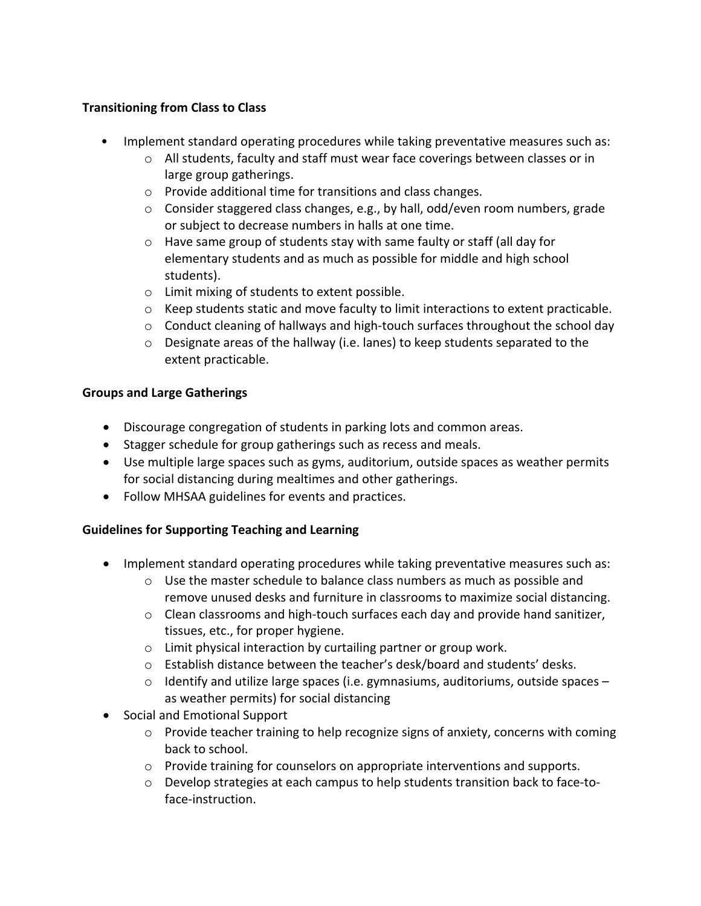**Transitioning from Class to Class**

- Implement standard operating procedures while taking preventative measures such as:
  - All students, faculty and staff must wear face coverings between classes or in large group gatherings.
  - Provide additional time for transitions and class changes.
  - Consider staggered class changes, e.g., by hall, odd/even room numbers, grade or subject to decrease numbers in halls at one time.
  - Have same group of students stay with same faulty or staff (all day for elementary students and as much as possible for middle and high school students).
  - Limit mixing of students to extent possible.
  - Keep students static and move faculty to limit interactions to extent practicable.
  - Conduct cleaning of hallways and high-touch surfaces throughout the school day
  - Designate areas of the hallway (i.e. lanes) to keep students separated to the extent practicable.

**Groups and Large Gatherings**

- Discourage congregation of students in parking lots and common areas.
- Stagger schedule for group gatherings such as recess and meals.
- Use multiple large spaces such as gyms, auditorium, outside spaces as weather permits for social distancing during mealtimes and other gatherings.
- Follow MHSAA guidelines for events and practices.

**Guidelines for Supporting Teaching and Learning**

- Implement standard operating procedures while taking preventative measures such as:
  - Use the master schedule to balance class numbers as much as possible and remove unused desks and furniture in classrooms to maximize social distancing.
  - Clean classrooms and high-touch surfaces each day and provide hand sanitizer, tissues, etc., for proper hygiene.
  - Limit physical interaction by curtailing partner or group work.
  - Establish distance between the teacher's desk/board and students' desks.
  - Identify and utilize large spaces (i.e. gymnasiums, auditoriums, outside spaces – as weather permits) for social distancing
- Social and Emotional Support
  - Provide teacher training to help recognize signs of anxiety, concerns with coming back to school.
  - Provide training for counselors on appropriate interventions and supports.
  - Develop strategies at each campus to help students transition back to face-to-face-instruction.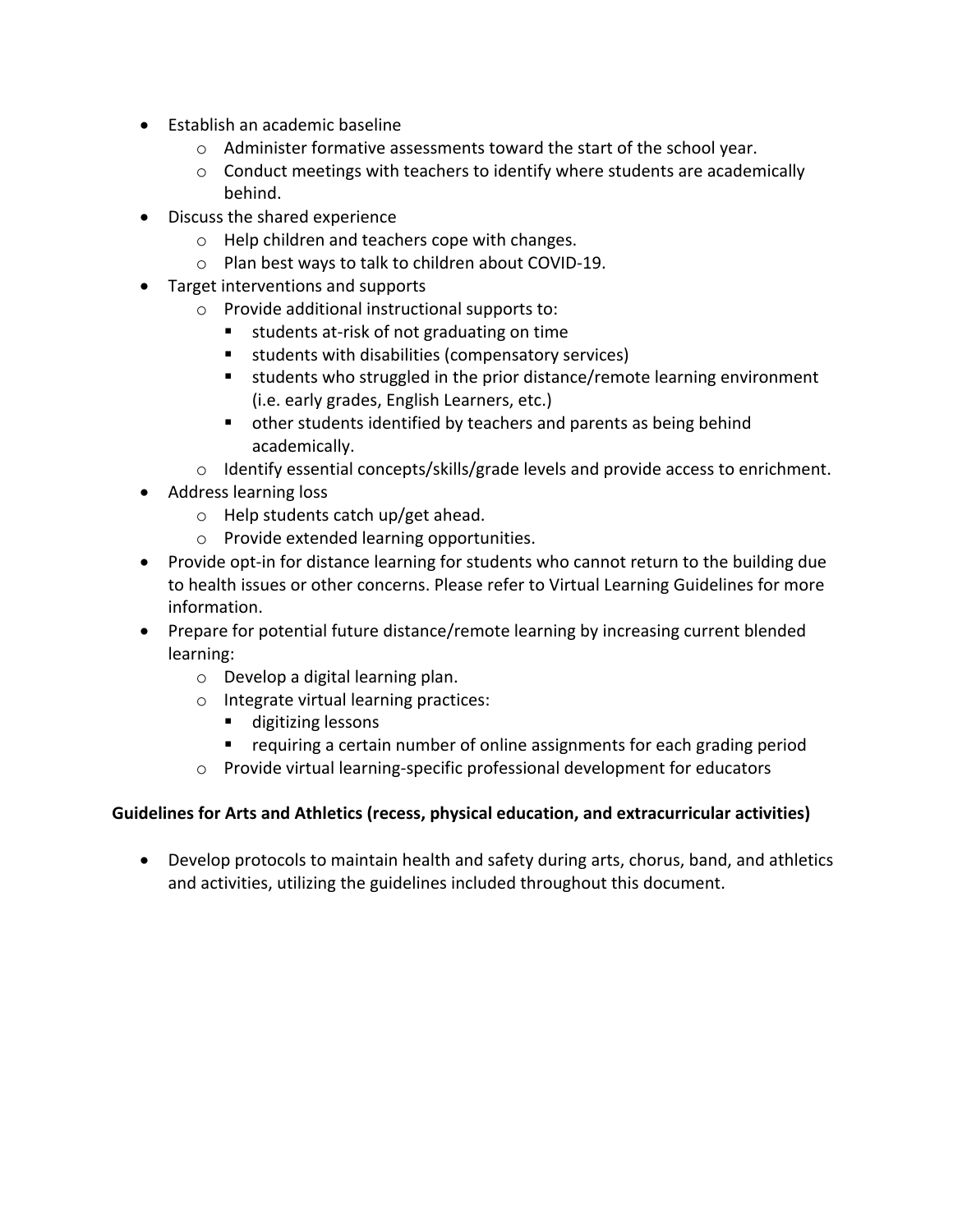- Establish an academic baseline
  - Administer formative assessments toward the start of the school year.
  - Conduct meetings with teachers to identify where students are academically behind.
- Discuss the shared experience
  - Help children and teachers cope with changes.
  - Plan best ways to talk to children about COVID-19.
- Target interventions and supports
  - Provide additional instructional supports to:
    - students at-risk of not graduating on time
    - students with disabilities (compensatory services)
    - students who struggled in the prior distance/remote learning environment (i.e. early grades, English Learners, etc.)
    - other students identified by teachers and parents as being behind academically.
  - Identify essential concepts/skills/grade levels and provide access to enrichment.
- Address learning loss
  - Help students catch up/get ahead.
  - Provide extended learning opportunities.
- Provide opt-in for distance learning for students who cannot return to the building due to health issues or other concerns. Please refer to Virtual Learning Guidelines for more information.
- Prepare for potential future distance/remote learning by increasing current blended learning:
  - Develop a digital learning plan.
  - Integrate virtual learning practices:
    - digitizing lessons
    - requiring a certain number of online assignments for each grading period
  - Provide virtual learning-specific professional development for educators

**Guidelines for Arts and Athletics (recess, physical education, and extracurricular activities)**

- Develop protocols to maintain health and safety during arts, chorus, band, and athletics and activities, utilizing the guidelines included throughout this document.